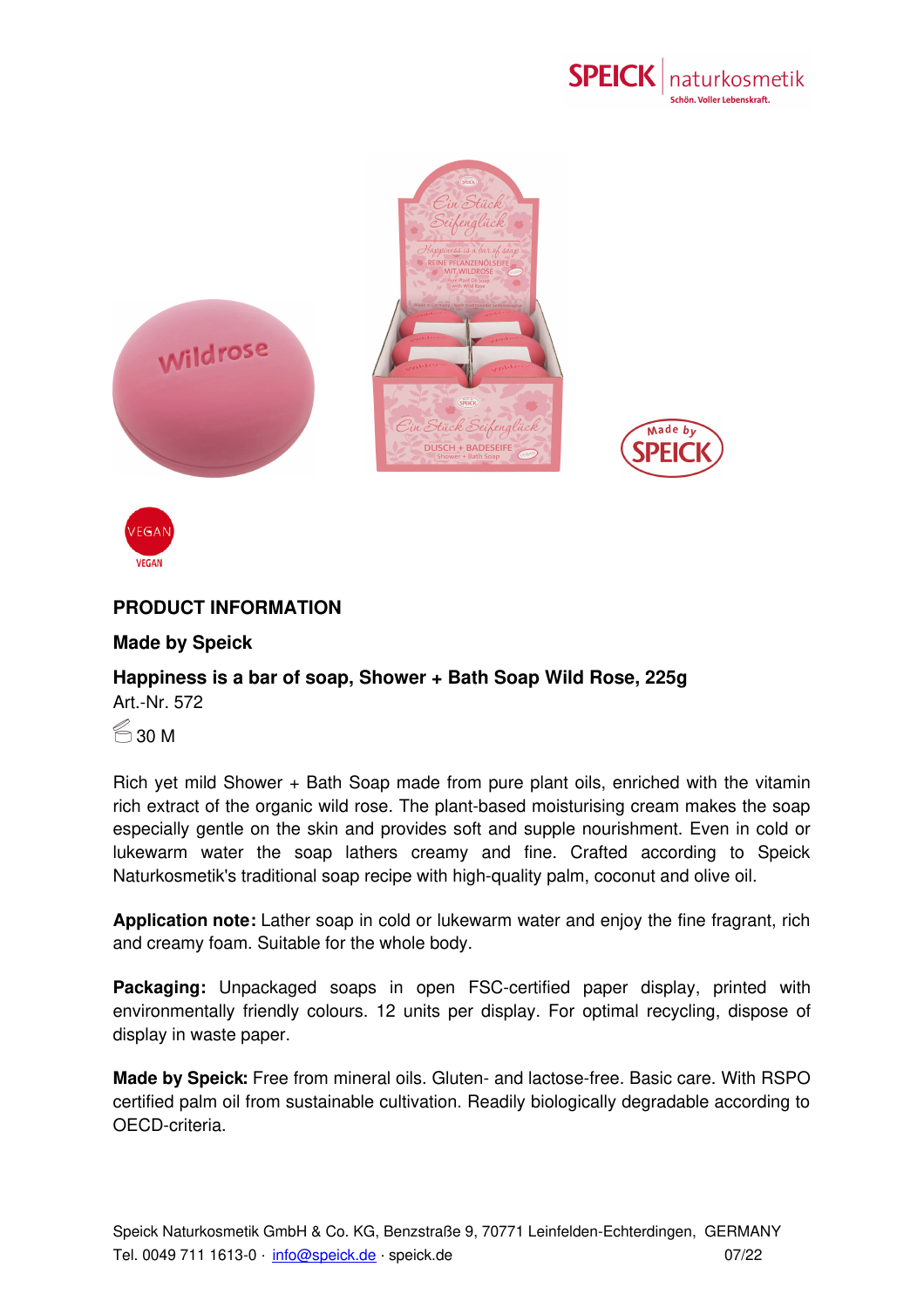## PRODUCT INFORMATION

### Made by Speick

### Happiness is a bar of soap, Shower + Bath Soap Wild Rose, 225g

Art.-Nr. 572

30 M

Rich yet mild Shower + Bath Soap made from pure plant oils, enriched with the vitamin rich extract of the organic wild rose. The plant-based moisturising cream makes the soap especially gentle on the skin and provides soft and supple nourishment. Even in cold or lukewarm water the soap lathers creamy and fine. Crafted according to Speick Naturkosmetik's traditional soap recipe with high-quality palm, coconut and olive oil.

**Application note:** Lather soap in cold or lukewarm water and enjoy the fine fragrant, rich and creamy foam. Suitable for the whole body.

**Packaging:** Unpackaged soaps in open FSC-certified paper display, printed with environmentally friendly colours. 12 units per display. For optimal recycling, dispose of display in waste paper.

**Made by Speick:** Free from mineral oils. Gluten- and lactose-free. Basic care. With RSPO certified palm oil from sustainable cultivation. Readily biologically degradable according to OECD-criteria.

Speick Naturkosmetik GmbH & Co. KG, Benzstraße 9, 70771 Leinfelden-Echterdingen, GERMANY
Tel. 0049 711 1613-0 · info@speick.de · speick.de 07/22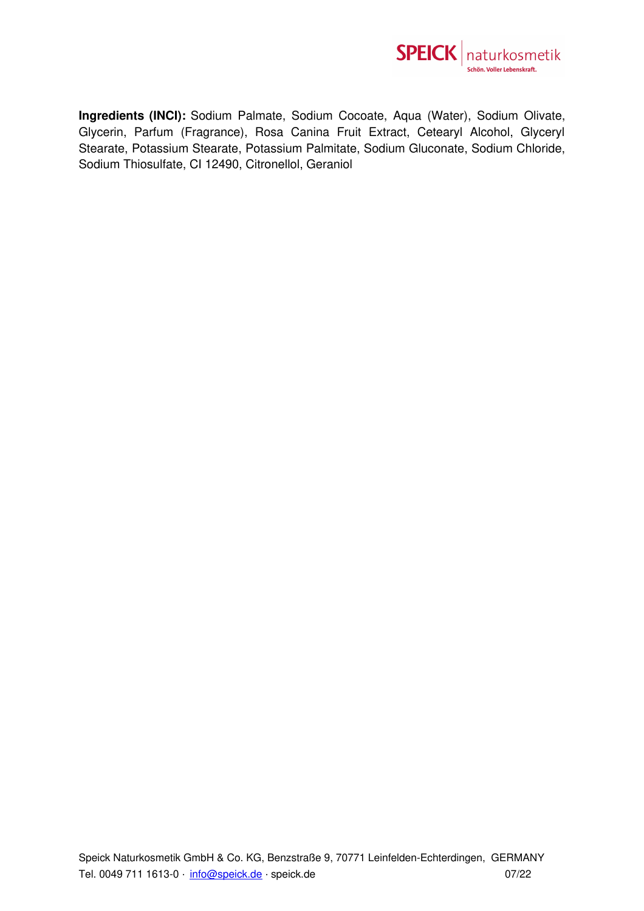**Ingredients (INCI):** Sodium Palmate, Sodium Cocoate, Aqua (Water), Sodium Olivate, Glycerin, Parfum (Fragrance), Rosa Canina Fruit Extract, Cetearyl Alcohol, Glyceryl Stearate, Potassium Stearate, Potassium Palmitate, Sodium Gluconate, Sodium Chloride, Sodium Thiosulfate, CI 12490, Citronellol, Geraniol